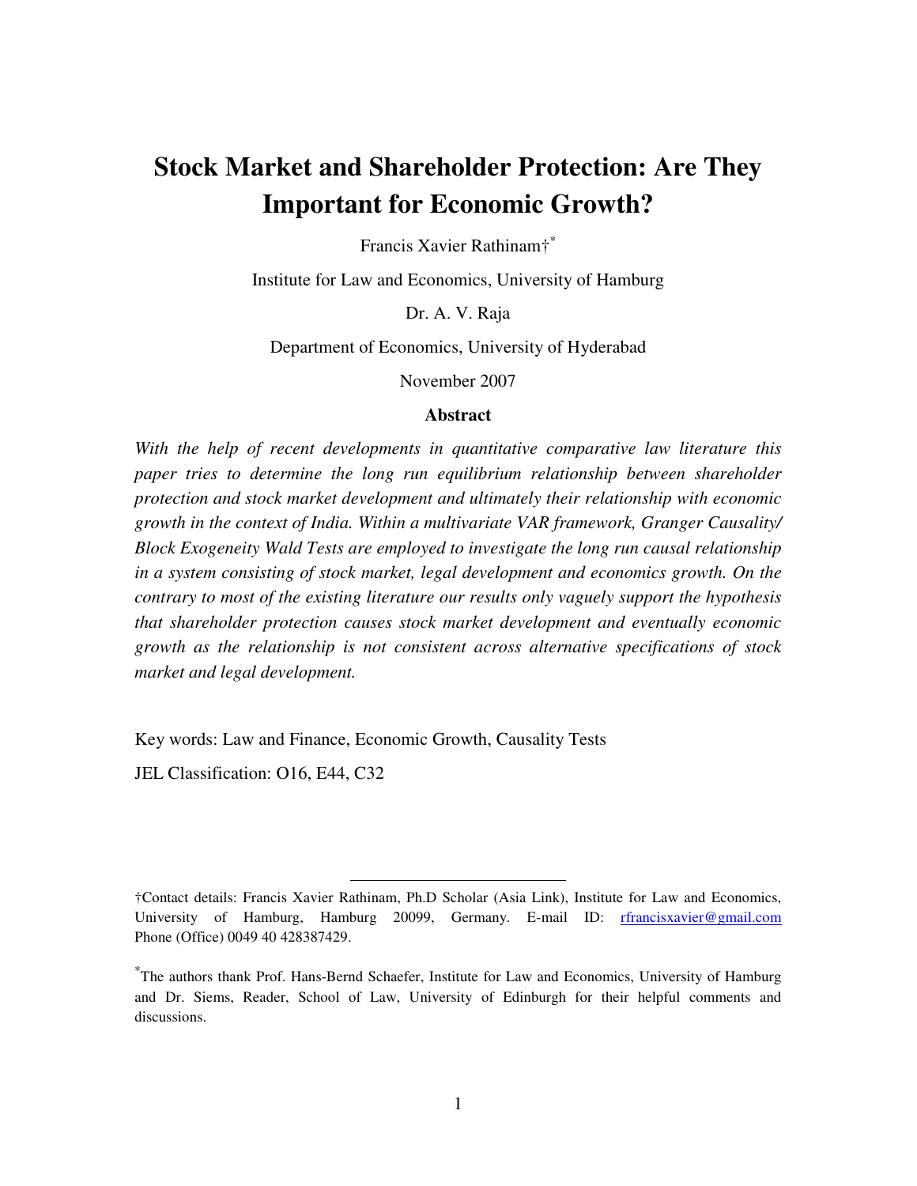# Stock Market and Shareholder Protection: Are They Important for Economic Growth?

Francis Xavier Rathinam†[*]

Institute for Law and Economics, University of Hamburg

Dr. A. V. Raja

Department of Economics, University of Hyderabad

November 2007

## Abstract

*With the help of recent developments in quantitative comparative law literature this paper tries to determine the long run equilibrium relationship between shareholder protection and stock market development and ultimately their relationship with economic growth in the context of India. Within a multivariate VAR framework, Granger Causality/ Block Exogeneity Wald Tests are employed to investigate the long run causal relationship in a system consisting of stock market, legal development and economics growth. On the contrary to most of the existing literature our results only vaguely support the hypothesis that shareholder protection causes stock market development and eventually economic growth as the relationship is not consistent across alternative specifications of stock market and legal development.*

Key words: Law and Finance, Economic Growth, Causality Tests

JEL Classification: O16, E44, C32

---

†Contact details: Francis Xavier Rathinam, Ph.D Scholar (Asia Link), Institute for Law and Economics, University of Hamburg, Hamburg 20099, Germany. E-mail ID: rfrancisxavier@gmail.com Phone (Office) 0049 40 428387429.

[*]The authors thank Prof. Hans-Bernd Schaefer, Institute for Law and Economics, University of Hamburg and Dr. Siems, Reader, School of Law, University of Edinburgh for their helpful comments and discussions.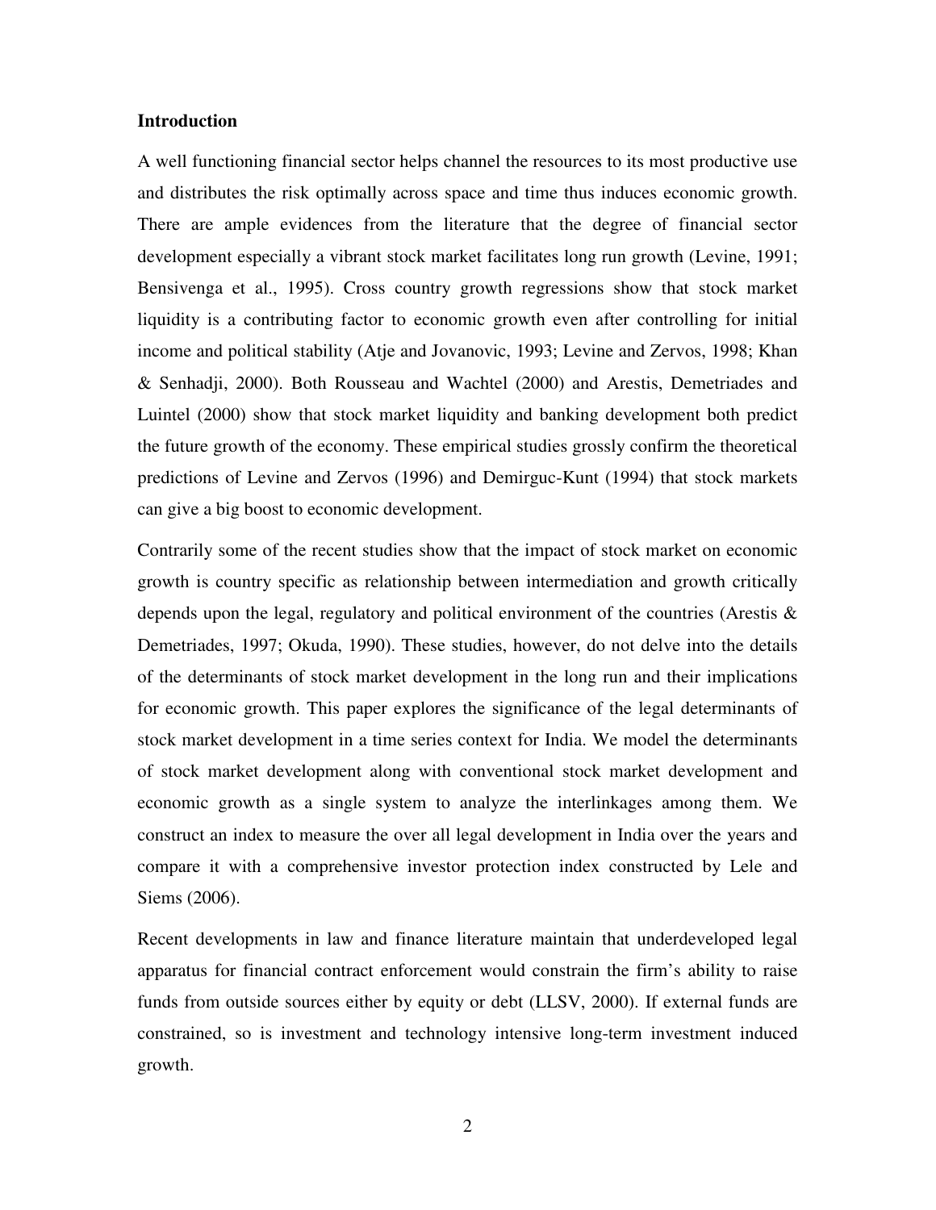**Introduction**

A well functioning financial sector helps channel the resources to its most productive use and distributes the risk optimally across space and time thus induces economic growth. There are ample evidences from the literature that the degree of financial sector development especially a vibrant stock market facilitates long run growth (Levine, 1991; Bensivenga et al., 1995). Cross country growth regressions show that stock market liquidity is a contributing factor to economic growth even after controlling for initial income and political stability (Atje and Jovanovic, 1993; Levine and Zervos, 1998; Khan & Senhadji, 2000). Both Rousseau and Wachtel (2000) and Arestis, Demetriades and Luintel (2000) show that stock market liquidity and banking development both predict the future growth of the economy. These empirical studies grossly confirm the theoretical predictions of Levine and Zervos (1996) and Demirguc-Kunt (1994) that stock markets can give a big boost to economic development.

Contrarily some of the recent studies show that the impact of stock market on economic growth is country specific as relationship between intermediation and growth critically depends upon the legal, regulatory and political environment of the countries (Arestis & Demetriades, 1997; Okuda, 1990). These studies, however, do not delve into the details of the determinants of stock market development in the long run and their implications for economic growth. This paper explores the significance of the legal determinants of stock market development in a time series context for India. We model the determinants of stock market development along with conventional stock market development and economic growth as a single system to analyze the interlinkages among them. We construct an index to measure the over all legal development in India over the years and compare it with a comprehensive investor protection index constructed by Lele and Siems (2006).

Recent developments in law and finance literature maintain that underdeveloped legal apparatus for financial contract enforcement would constrain the firm's ability to raise funds from outside sources either by equity or debt (LLSV, 2000). If external funds are constrained, so is investment and technology intensive long-term investment induced growth.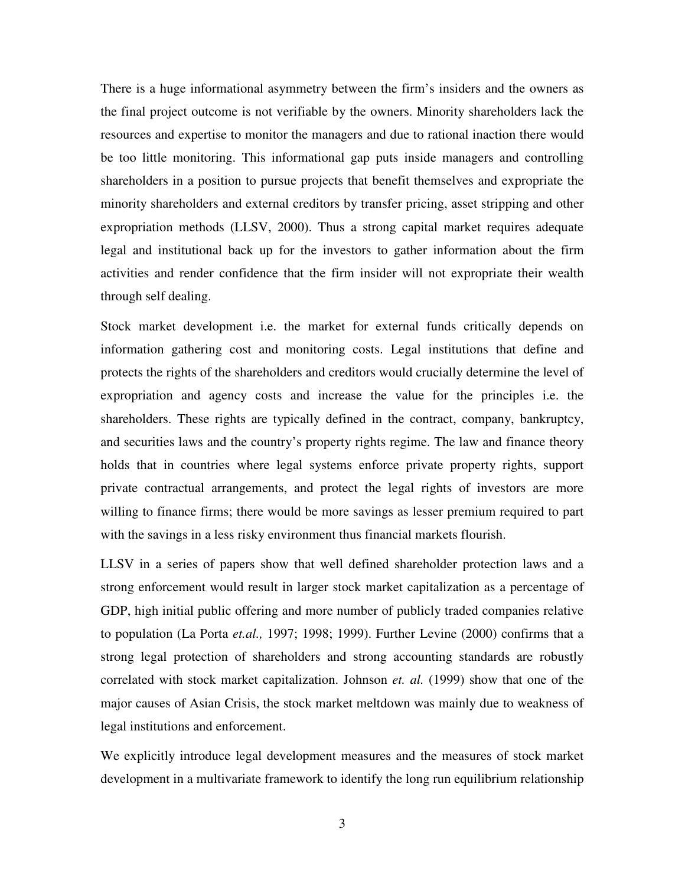There is a huge informational asymmetry between the firm's insiders and the owners as the final project outcome is not verifiable by the owners. Minority shareholders lack the resources and expertise to monitor the managers and due to rational inaction there would be too little monitoring. This informational gap puts inside managers and controlling shareholders in a position to pursue projects that benefit themselves and expropriate the minority shareholders and external creditors by transfer pricing, asset stripping and other expropriation methods (LLSV, 2000). Thus a strong capital market requires adequate legal and institutional back up for the investors to gather information about the firm activities and render confidence that the firm insider will not expropriate their wealth through self dealing.

Stock market development i.e. the market for external funds critically depends on information gathering cost and monitoring costs. Legal institutions that define and protects the rights of the shareholders and creditors would crucially determine the level of expropriation and agency costs and increase the value for the principles i.e. the shareholders. These rights are typically defined in the contract, company, bankruptcy, and securities laws and the country's property rights regime. The law and finance theory holds that in countries where legal systems enforce private property rights, support private contractual arrangements, and protect the legal rights of investors are more willing to finance firms; there would be more savings as lesser premium required to part with the savings in a less risky environment thus financial markets flourish.

LLSV in a series of papers show that well defined shareholder protection laws and a strong enforcement would result in larger stock market capitalization as a percentage of GDP, high initial public offering and more number of publicly traded companies relative to population (La Porta *et.al.,* 1997; 1998; 1999). Further Levine (2000) confirms that a strong legal protection of shareholders and strong accounting standards are robustly correlated with stock market capitalization. Johnson *et. al.* (1999) show that one of the major causes of Asian Crisis, the stock market meltdown was mainly due to weakness of legal institutions and enforcement.

We explicitly introduce legal development measures and the measures of stock market development in a multivariate framework to identify the long run equilibrium relationship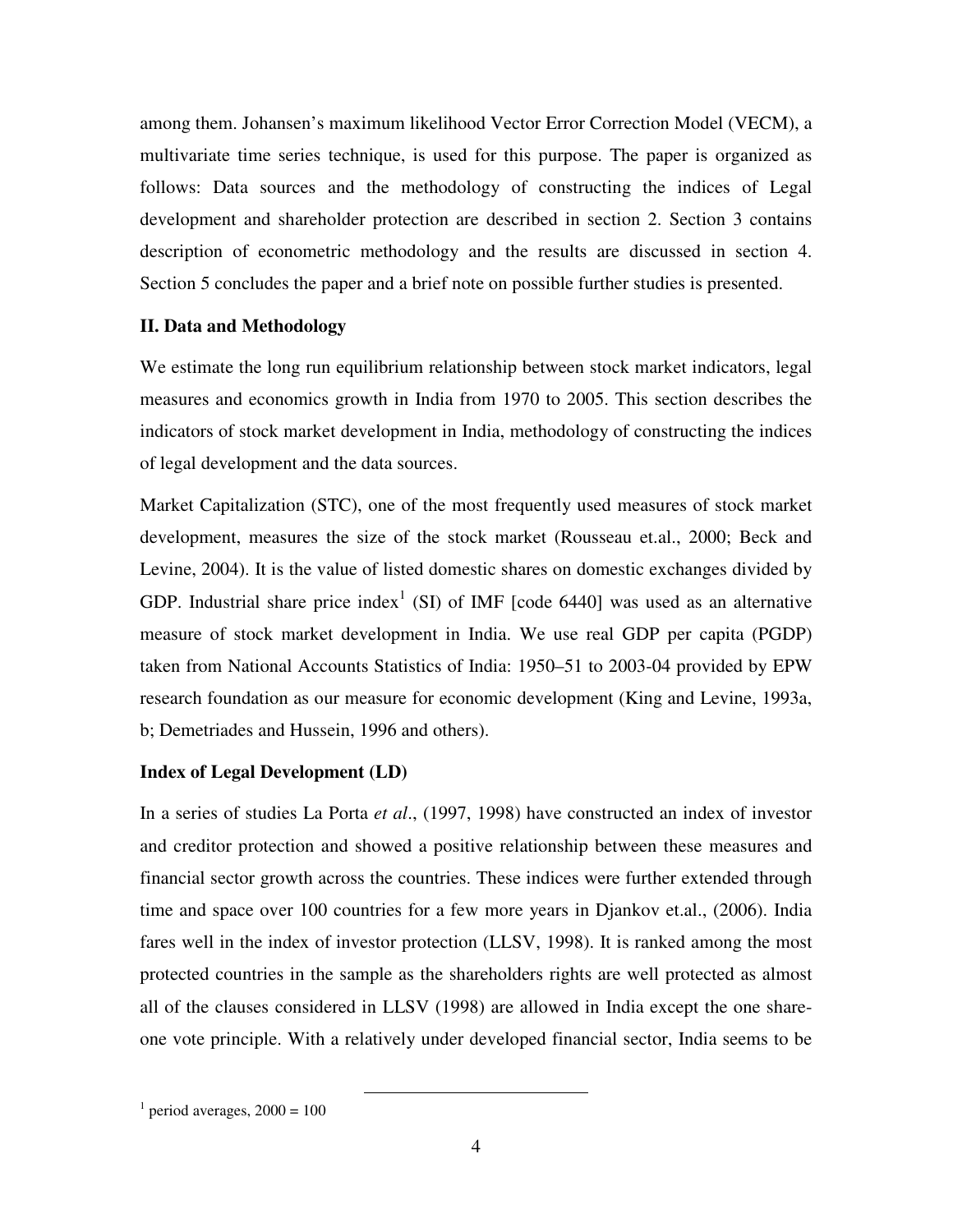among them. Johansen's maximum likelihood Vector Error Correction Model (VECM), a multivariate time series technique, is used for this purpose. The paper is organized as follows: Data sources and the methodology of constructing the indices of Legal development and shareholder protection are described in section 2. Section 3 contains description of econometric methodology and the results are discussed in section 4. Section 5 concludes the paper and a brief note on possible further studies is presented.

## II. Data and Methodology

We estimate the long run equilibrium relationship between stock market indicators, legal measures and economics growth in India from 1970 to 2005. This section describes the indicators of stock market development in India, methodology of constructing the indices of legal development and the data sources.

Market Capitalization (STC), one of the most frequently used measures of stock market development, measures the size of the stock market (Rousseau et.al., 2000; Beck and Levine, 2004). It is the value of listed domestic shares on domestic exchanges divided by GDP. Industrial share price index[1] (SI) of IMF [code 6440] was used as an alternative measure of stock market development in India. We use real GDP per capita (PGDP) taken from National Accounts Statistics of India: 1950–51 to 2003-04 provided by EPW research foundation as our measure for economic development (King and Levine, 1993a, b; Demetriades and Hussein, 1996 and others).

### Index of Legal Development (LD)

In a series of studies La Porta *et al*., (1997, 1998) have constructed an index of investor and creditor protection and showed a positive relationship between these measures and financial sector growth across the countries. These indices were further extended through time and space over 100 countries for a few more years in Djankov et.al., (2006). India fares well in the index of investor protection (LLSV, 1998). It is ranked among the most protected countries in the sample as the shareholders rights are well protected as almost all of the clauses considered in LLSV (1998) are allowed in India except the one share-one vote principle. With a relatively under developed financial sector, India seems to be

[1] period averages, 2000 = 100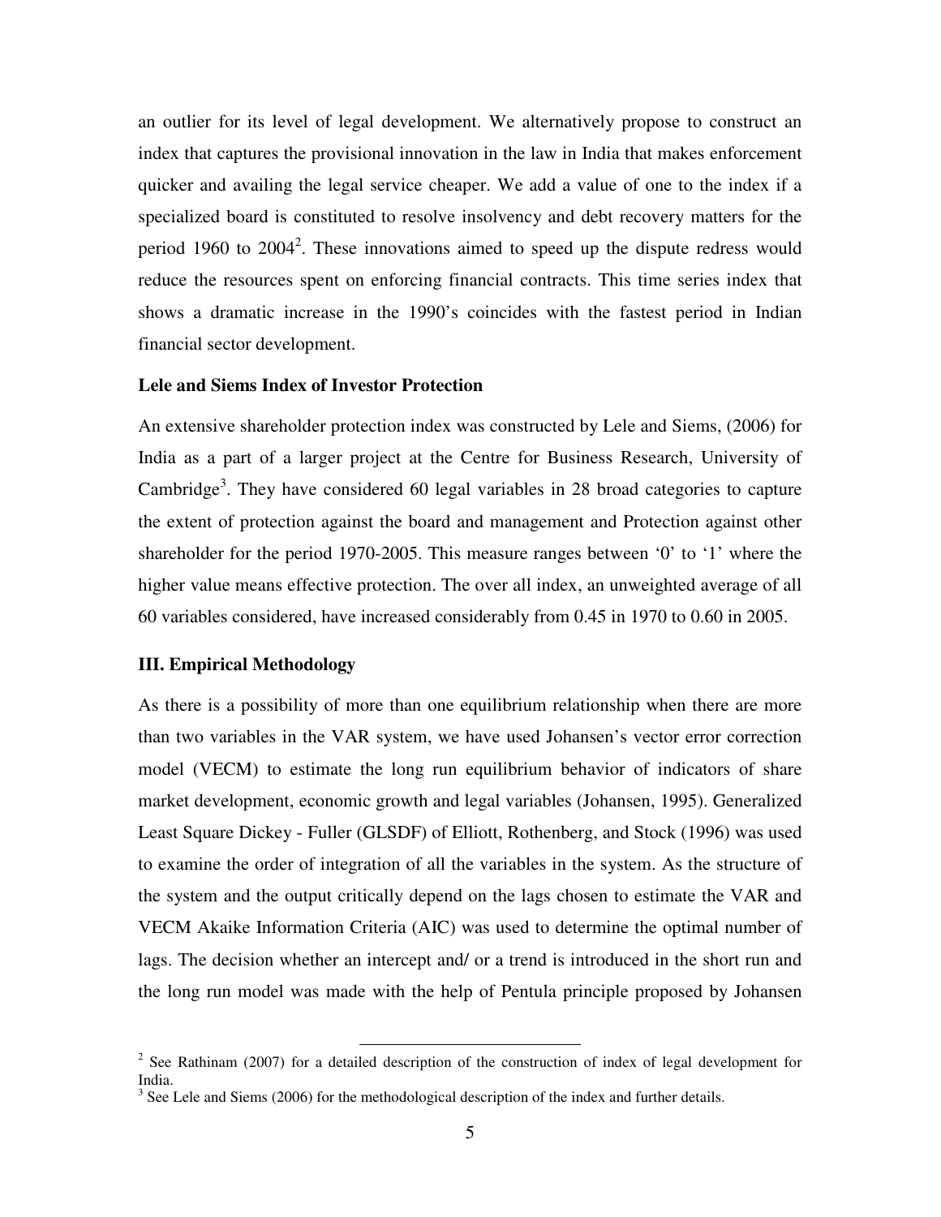an outlier for its level of legal development. We alternatively propose to construct an index that captures the provisional innovation in the law in India that makes enforcement quicker and availing the legal service cheaper. We add a value of one to the index if a specialized board is constituted to resolve insolvency and debt recovery matters for the period 1960 to 2004[2]. These innovations aimed to speed up the dispute redress would reduce the resources spent on enforcing financial contracts. This time series index that shows a dramatic increase in the 1990's coincides with the fastest period in Indian financial sector development.

**Lele and Siems Index of Investor Protection**

An extensive shareholder protection index was constructed by Lele and Siems, (2006) for India as a part of a larger project at the Centre for Business Research, University of Cambridge[3]. They have considered 60 legal variables in 28 broad categories to capture the extent of protection against the board and management and Protection against other shareholder for the period 1970-2005. This measure ranges between '0' to '1' where the higher value means effective protection. The over all index, an unweighted average of all 60 variables considered, have increased considerably from 0.45 in 1970 to 0.60 in 2005.

**III. Empirical Methodology**

As there is a possibility of more than one equilibrium relationship when there are more than two variables in the VAR system, we have used Johansen's vector error correction model (VECM) to estimate the long run equilibrium behavior of indicators of share market development, economic growth and legal variables (Johansen, 1995). Generalized Least Square Dickey - Fuller (GLSDF) of Elliott, Rothenberg, and Stock (1996) was used to examine the order of integration of all the variables in the system. As the structure of the system and the output critically depend on the lags chosen to estimate the VAR and VECM Akaike Information Criteria (AIC) was used to determine the optimal number of lags. The decision whether an intercept and/ or a trend is introduced in the short run and the long run model was made with the help of Pentula principle proposed by Johansen

---

[2] See Rathinam (2007) for a detailed description of the construction of index of legal development for India.

[3] See Lele and Siems (2006) for the methodological description of the index and further details.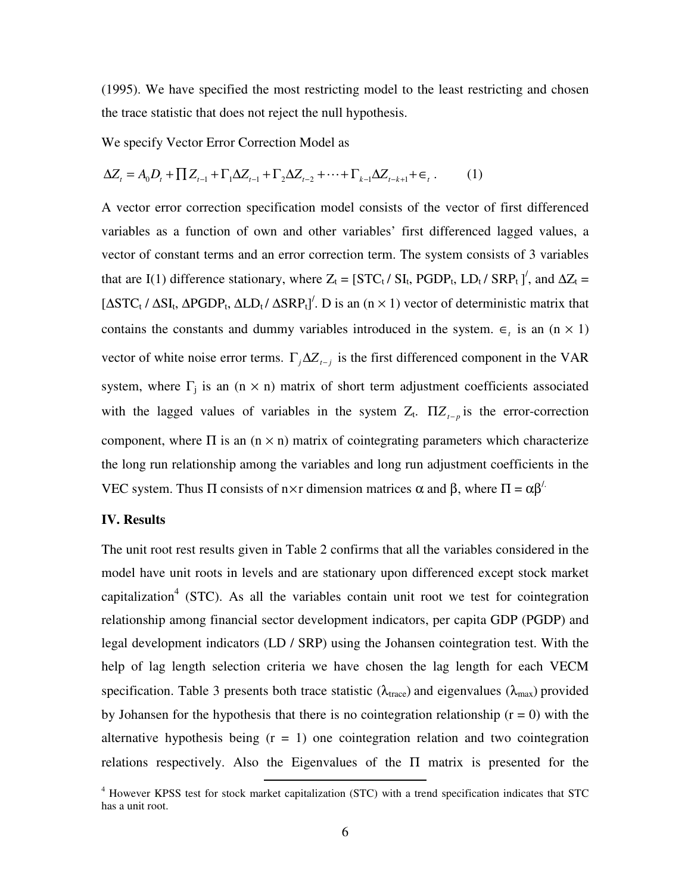(1995). We have specified the most restricting model to the least restricting and chosen the trace statistic that does not reject the null hypothesis.

We specify Vector Error Correction Model as

$$\Delta Z_t = A_0 D_t + \prod Z_{t-1} + \Gamma_1 \Delta Z_{t-1} + \Gamma_2 \Delta Z_{t-2} + \cdots + \Gamma_{k-1} \Delta Z_{t-k+1} + \in_t . \qquad (1)$$

A vector error correction specification model consists of the vector of first differenced variables as a function of own and other variables' first differenced lagged values, a vector of constant terms and an error correction term. The system consists of 3 variables that are I(1) difference stationary, where $Z_t = [STC_t / SI_t, PGDP_t, LD_t / SRP_t]'$, and $\Delta Z_t = [\Delta STC_t / \Delta SI_t, \Delta PGDP_t, \Delta LD_t / \Delta SRP_t]'$. D is an $(n \times 1)$ vector of deterministic matrix that contains the constants and dummy variables introduced in the system. $\in_t$ is an $(n \times 1)$ vector of white noise error terms. $\Gamma_j \Delta Z_{t-j}$ is the first differenced component in the VAR system, where $\Gamma_j$ is an $(n \times n)$ matrix of short term adjustment coefficients associated with the lagged values of variables in the system $Z_t$. $\Pi Z_{t-p}$ is the error-correction component, where $\Pi$ is an $(n \times n)$ matrix of cointegrating parameters which characterize the long run relationship among the variables and long run adjustment coefficients in the VEC system. Thus $\Pi$ consists of $n \times r$ dimension matrices $\alpha$ and $\beta$, where $\Pi = \alpha\beta'$.

**IV. Results**

The unit root rest results given in Table 2 confirms that all the variables considered in the model have unit roots in levels and are stationary upon differenced except stock market capitalization[4] (STC). As all the variables contain unit root we test for cointegration relationship among financial sector development indicators, per capita GDP (PGDP) and legal development indicators (LD / SRP) using the Johansen cointegration test. With the help of lag length selection criteria we have chosen the lag length for each VECM specification. Table 3 presents both trace statistic ($\lambda_{trace}$) and eigenvalues ($\lambda_{max}$) provided by Johansen for the hypothesis that there is no cointegration relationship ($r = 0$) with the alternative hypothesis being ($r = 1$) one cointegration relation and two cointegration relations respectively. Also the Eigenvalues of the $\Pi$ matrix is presented for the

[4] However KPSS test for stock market capitalization (STC) with a trend specification indicates that STC has a unit root.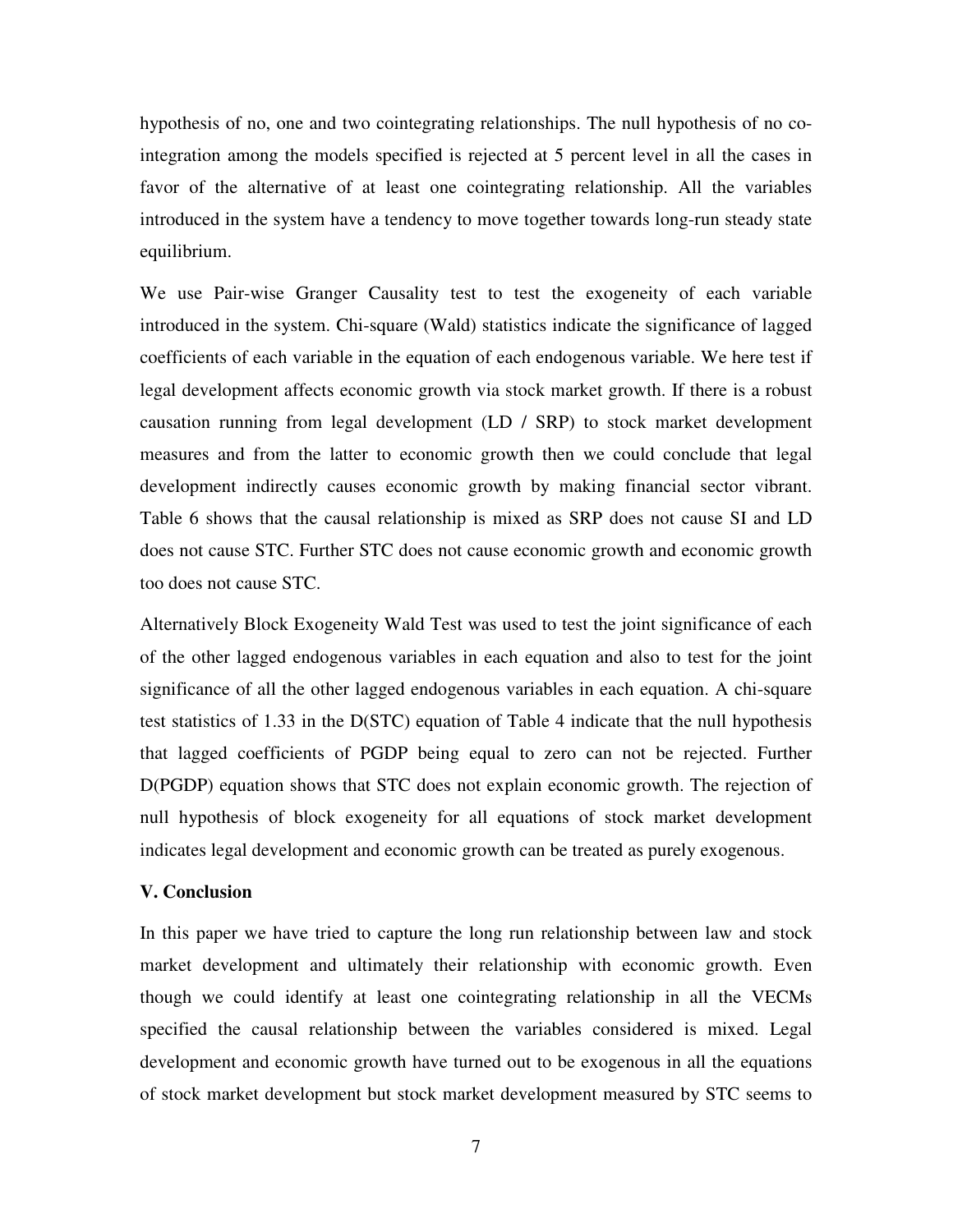hypothesis of no, one and two cointegrating relationships. The null hypothesis of no co-integration among the models specified is rejected at 5 percent level in all the cases in favor of the alternative of at least one cointegrating relationship. All the variables introduced in the system have a tendency to move together towards long-run steady state equilibrium.

We use Pair-wise Granger Causality test to test the exogeneity of each variable introduced in the system. Chi-square (Wald) statistics indicate the significance of lagged coefficients of each variable in the equation of each endogenous variable. We here test if legal development affects economic growth via stock market growth. If there is a robust causation running from legal development (LD / SRP) to stock market development measures and from the latter to economic growth then we could conclude that legal development indirectly causes economic growth by making financial sector vibrant. Table 6 shows that the causal relationship is mixed as SRP does not cause SI and LD does not cause STC. Further STC does not cause economic growth and economic growth too does not cause STC.

Alternatively Block Exogeneity Wald Test was used to test the joint significance of each of the other lagged endogenous variables in each equation and also to test for the joint significance of all the other lagged endogenous variables in each equation. A chi-square test statistics of 1.33 in the D(STC) equation of Table 4 indicate that the null hypothesis that lagged coefficients of PGDP being equal to zero can not be rejected. Further D(PGDP) equation shows that STC does not explain economic growth. The rejection of null hypothesis of block exogeneity for all equations of stock market development indicates legal development and economic growth can be treated as purely exogenous.

### V. Conclusion

In this paper we have tried to capture the long run relationship between law and stock market development and ultimately their relationship with economic growth. Even though we could identify at least one cointegrating relationship in all the VECMs specified the causal relationship between the variables considered is mixed. Legal development and economic growth have turned out to be exogenous in all the equations of stock market development but stock market development measured by STC seems to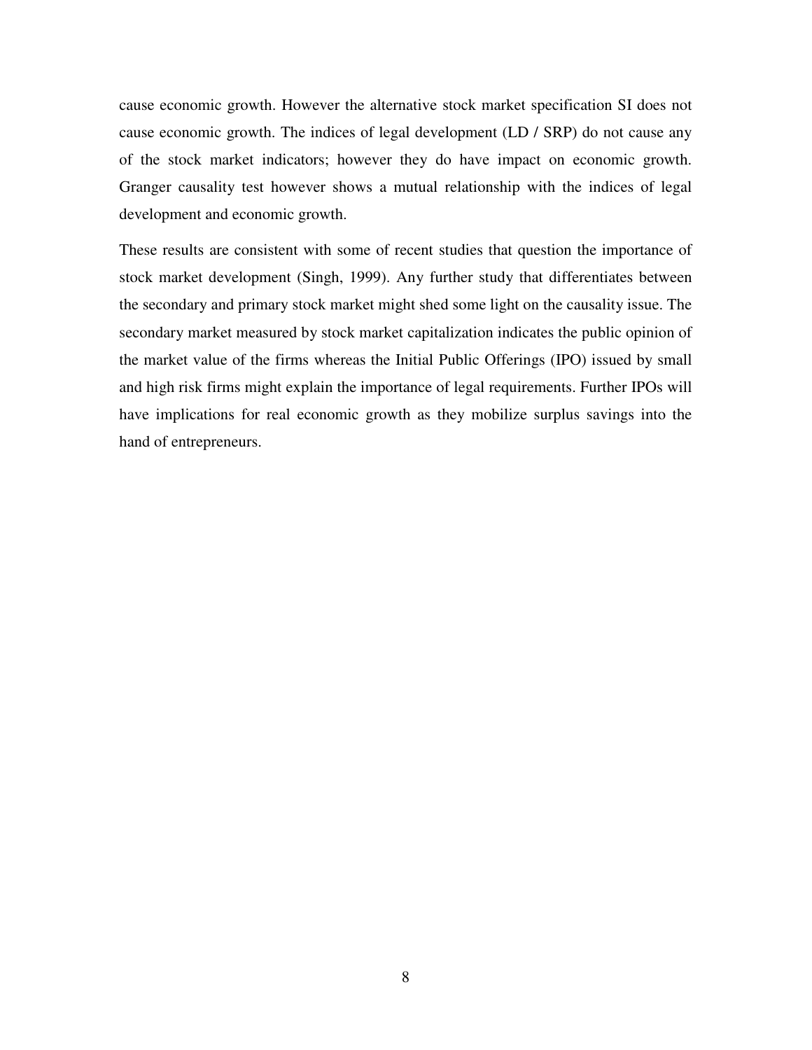cause economic growth. However the alternative stock market specification SI does not cause economic growth. The indices of legal development (LD / SRP) do not cause any of the stock market indicators; however they do have impact on economic growth. Granger causality test however shows a mutual relationship with the indices of legal development and economic growth.

These results are consistent with some of recent studies that question the importance of stock market development (Singh, 1999). Any further study that differentiates between the secondary and primary stock market might shed some light on the causality issue. The secondary market measured by stock market capitalization indicates the public opinion of the market value of the firms whereas the Initial Public Offerings (IPO) issued by small and high risk firms might explain the importance of legal requirements. Further IPOs will have implications for real economic growth as they mobilize surplus savings into the hand of entrepreneurs.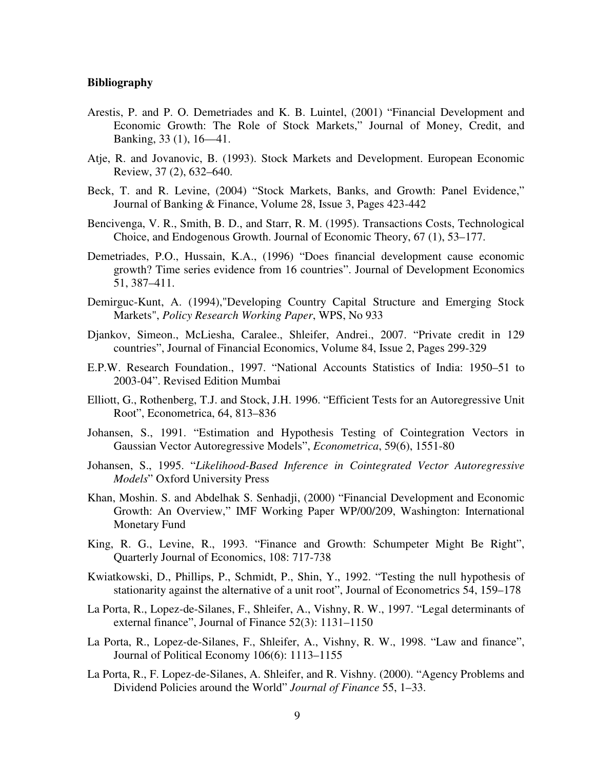**Bibliography**

Arestis, P. and P. O. Demetriades and K. B. Luintel, (2001) "Financial Development and Economic Growth: The Role of Stock Markets," Journal of Money, Credit, and Banking, 33 (1), 16—41.

Atje, R. and Jovanovic, B. (1993). Stock Markets and Development. European Economic Review, 37 (2), 632–640.

Beck, T. and R. Levine, (2004) "Stock Markets, Banks, and Growth: Panel Evidence," Journal of Banking & Finance, Volume 28, Issue 3, Pages 423-442

Bencivenga, V. R., Smith, B. D., and Starr, R. M. (1995). Transactions Costs, Technological Choice, and Endogenous Growth. Journal of Economic Theory, 67 (1), 53–177.

Demetriades, P.O., Hussain, K.A., (1996) "Does financial development cause economic growth? Time series evidence from 16 countries". Journal of Development Economics 51, 387–411.

Demirguc-Kunt, A. (1994),"Developing Country Capital Structure and Emerging Stock Markets", *Policy Research Working Paper*, WPS, No 933

Djankov, Simeon., McLiesha, Caralee., Shleifer, Andrei., 2007. "Private credit in 129 countries", Journal of Financial Economics, Volume 84, Issue 2, Pages 299-329

E.P.W. Research Foundation., 1997. "National Accounts Statistics of India: 1950–51 to 2003-04". Revised Edition Mumbai

Elliott, G., Rothenberg, T.J. and Stock, J.H. 1996. "Efficient Tests for an Autoregressive Unit Root", Econometrica, 64, 813–836

Johansen, S., 1991. "Estimation and Hypothesis Testing of Cointegration Vectors in Gaussian Vector Autoregressive Models", *Econometrica*, 59(6), 1551-80

Johansen, S., 1995. "*Likelihood-Based Inference in Cointegrated Vector Autoregressive Models*" Oxford University Press

Khan, Moshin. S. and Abdelhak S. Senhadji, (2000) "Financial Development and Economic Growth: An Overview," IMF Working Paper WP/00/209, Washington: International Monetary Fund

King, R. G., Levine, R., 1993. "Finance and Growth: Schumpeter Might Be Right", Quarterly Journal of Economics, 108: 717-738

Kwiatkowski, D., Phillips, P., Schmidt, P., Shin, Y., 1992. "Testing the null hypothesis of stationarity against the alternative of a unit root", Journal of Econometrics 54, 159–178

La Porta, R., Lopez-de-Silanes, F., Shleifer, A., Vishny, R. W., 1997. "Legal determinants of external finance", Journal of Finance 52(3): 1131–1150

La Porta, R., Lopez-de-Silanes, F., Shleifer, A., Vishny, R. W., 1998. "Law and finance", Journal of Political Economy 106(6): 1113–1155

La Porta, R., F. Lopez-de-Silanes, A. Shleifer, and R. Vishny. (2000). "Agency Problems and Dividend Policies around the World" *Journal of Finance* 55, 1–33.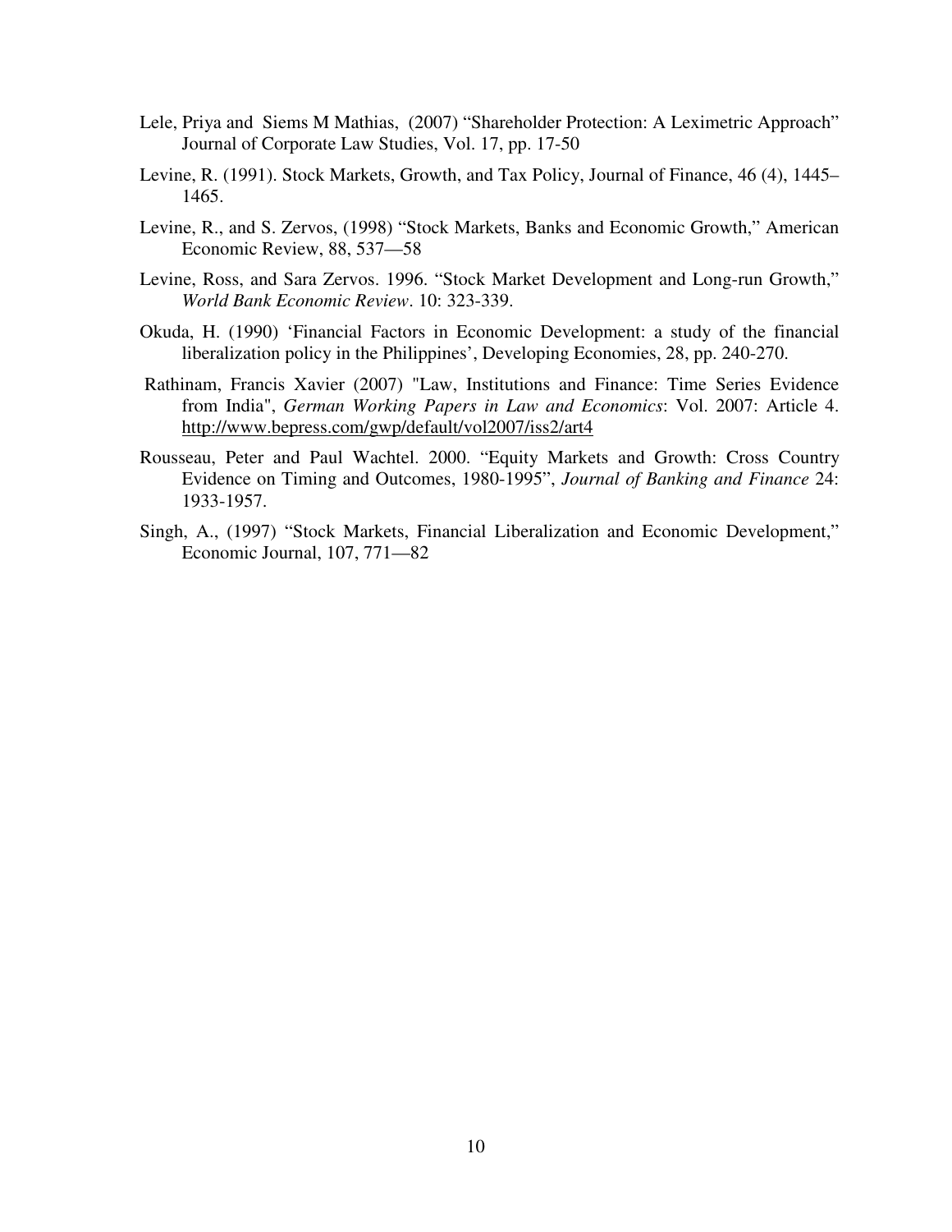Lele, Priya and Siems M Mathias, (2007) "Shareholder Protection: A Leximetric Approach" Journal of Corporate Law Studies, Vol. 17, pp. 17-50

Levine, R. (1991). Stock Markets, Growth, and Tax Policy, Journal of Finance, 46 (4), 1445–1465.

Levine, R., and S. Zervos, (1998) "Stock Markets, Banks and Economic Growth," American Economic Review, 88, 537—58

Levine, Ross, and Sara Zervos. 1996. "Stock Market Development and Long-run Growth," *World Bank Economic Review*. 10: 323-339.

Okuda, H. (1990) 'Financial Factors in Economic Development: a study of the financial liberalization policy in the Philippines', Developing Economies, 28, pp. 240-270.

Rathinam, Francis Xavier (2007) "Law, Institutions and Finance: Time Series Evidence from India", *German Working Papers in Law and Economics*: Vol. 2007: Article 4. http://www.bepress.com/gwp/default/vol2007/iss2/art4

Rousseau, Peter and Paul Wachtel. 2000. "Equity Markets and Growth: Cross Country Evidence on Timing and Outcomes, 1980-1995", *Journal of Banking and Finance* 24: 1933-1957.

Singh, A., (1997) "Stock Markets, Financial Liberalization and Economic Development," Economic Journal, 107, 771—82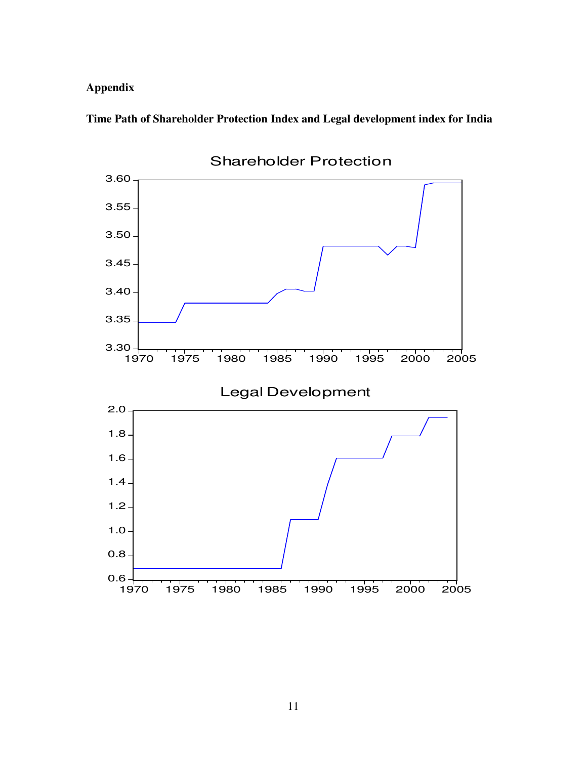**Appendix**

**Time Path of Shareholder Protection Index and Legal development index for India**

Shareholder Protection

Legal Development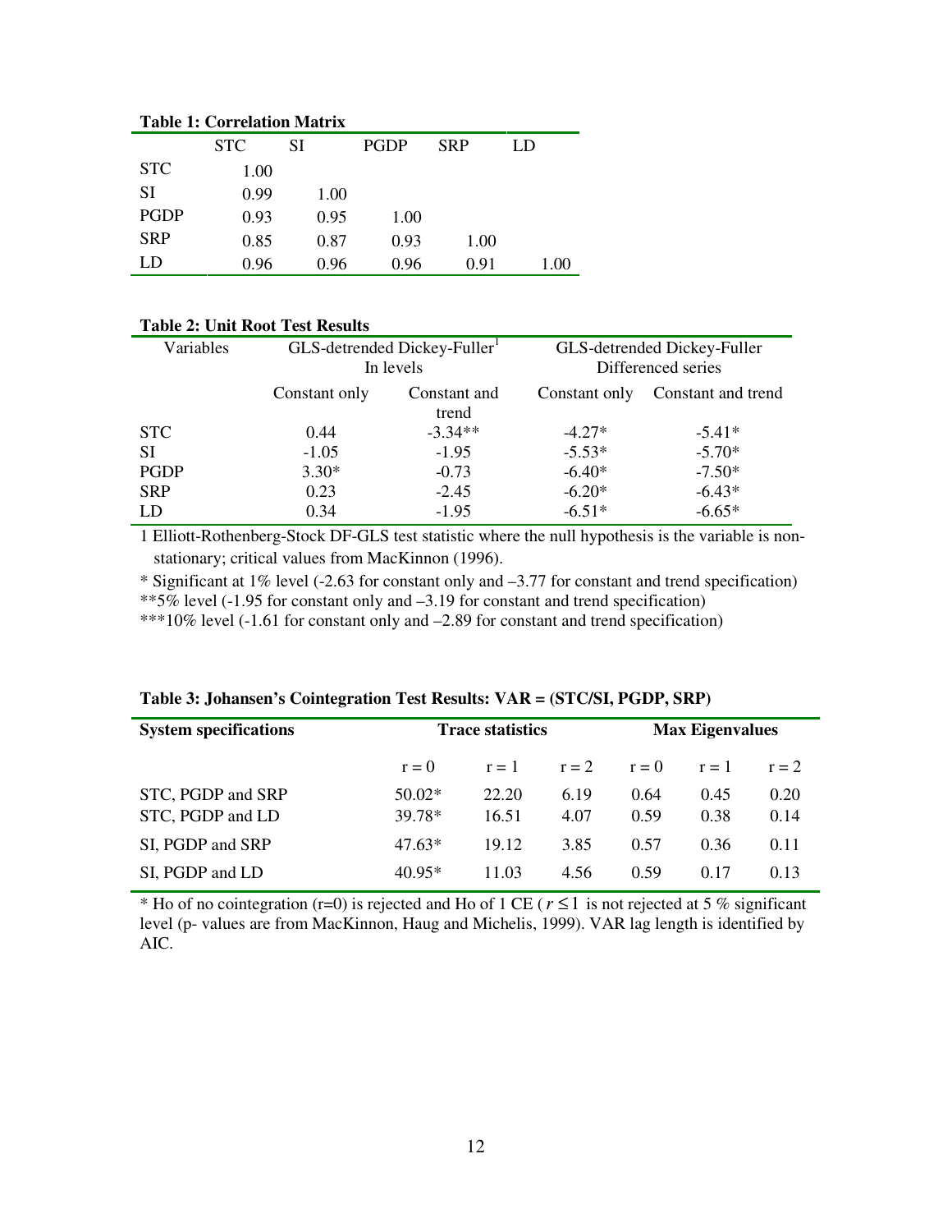**Table 1: Correlation Matrix**

| | STC | SI | PGDP | SRP | LD |
|---|---|---|---|---|---|
| STC | 1.00 | | | | |
| SI | 0.99 | 1.00 | | | |
| PGDP | 0.93 | 0.95 | 1.00 | | |
| SRP | 0.85 | 0.87 | 0.93 | 1.00 | |
| LD | 0.96 | 0.96 | 0.96 | 0.91 | 1.00 |

**Table 2: Unit Root Test Results**

| Variables | GLS-detrended Dickey-Fuller[1] In levels | | GLS-detrended Dickey-Fuller Differenced series | |
|---|---|---|---|---|
| | Constant only | Constant and trend | Constant only | Constant and trend |
| STC | 0.44 | -3.34** | -4.27* | -5.41* |
| SI | -1.05 | -1.95 | -5.53* | -5.70* |
| PGDP | 3.30* | -0.73 | -6.40* | -7.50* |
| SRP | 0.23 | -2.45 | -6.20* | -6.43* |
| LD | 0.34 | -1.95 | -6.51* | -6.65* |

1 Elliott-Rothenberg-Stock DF-GLS test statistic where the null hypothesis is the variable is non-stationary; critical values from MacKinnon (1996).

* Significant at 1% level (-2.63 for constant only and –3.77 for constant and trend specification)

**5% level (-1.95 for constant only and –3.19 for constant and trend specification)

***10% level (-1.61 for constant only and –2.89 for constant and trend specification)

**Table 3: Johansen's Cointegration Test Results: VAR = (STC/SI, PGDP, SRP)**

| System specifications | Trace statistics | | | Max Eigenvalues | | |
|---|---|---|---|---|---|---|
| | r = 0 | r = 1 | r = 2 | r = 0 | r = 1 | r = 2 |
| STC, PGDP and SRP | 50.02* | 22.20 | 6.19 | 0.64 | 0.45 | 0.20 |
| STC, PGDP and LD | 39.78* | 16.51 | 4.07 | 0.59 | 0.38 | 0.14 |
| SI, PGDP and SRP | 47.63* | 19.12 | 3.85 | 0.57 | 0.36 | 0.11 |
| SI, PGDP and LD | 40.95* | 11.03 | 4.56 | 0.59 | 0.17 | 0.13 |

* Ho of no cointegration (r=0) is rejected and Ho of 1 CE ( $r \leq 1$ is not rejected at 5 % significant level (p- values are from MacKinnon, Haug and Michelis, 1999). VAR lag length is identified by AIC.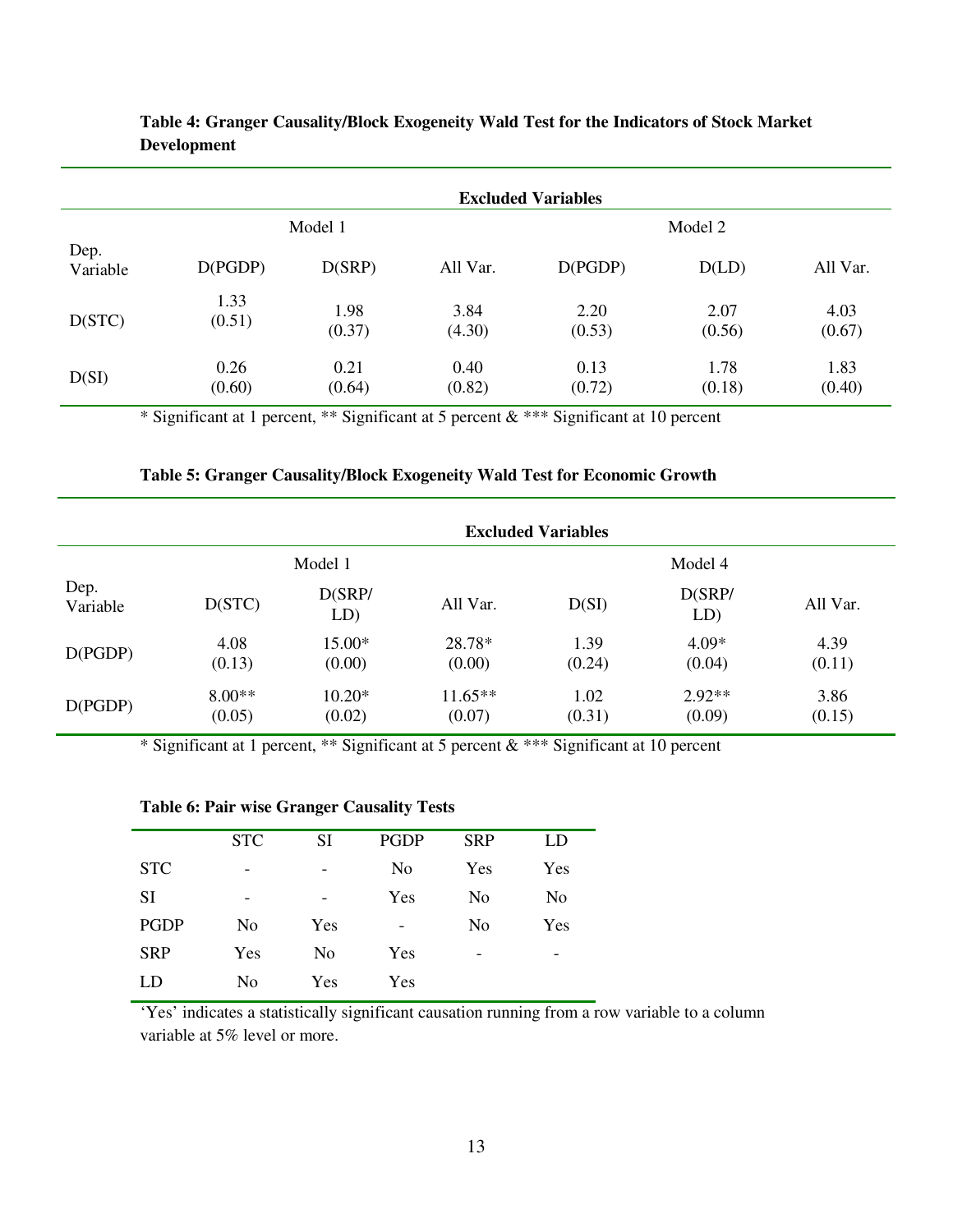**Table 4: Granger Causality/Block Exogeneity Wald Test for the Indicators of Stock Market Development**

| | Excluded Variables | | | | | |
|---|---|---|---|---|---|---|
| | Model 1 | | | Model 2 | | |
| Dep. Variable | D(PGDP) | D(SRP) | All Var. | D(PGDP) | D(LD) | All Var. |
| D(STC) | 1.33 (0.51) | 1.98 (0.37) | 3.84 (4.30) | 2.20 (0.53) | 2.07 (0.56) | 4.03 (0.67) |
| D(SI) | 0.26 (0.60) | 0.21 (0.64) | 0.40 (0.82) | 0.13 (0.72) | 1.78 (0.18) | 1.83 (0.40) |

* Significant at 1 percent, ** Significant at 5 percent & *** Significant at 10 percent

**Table 5: Granger Causality/Block Exogeneity Wald Test for Economic Growth**

| | Excluded Variables | | | | | |
|---|---|---|---|---|---|---|
| | Model 1 | | | Model 4 | | |
| Dep. Variable | D(STC) | D(SRP/ LD) | All Var. | D(SI) | D(SRP/ LD) | All Var. |
| D(PGDP) | 4.08 (0.13) | 15.00* (0.00) | 28.78* (0.00) | 1.39 (0.24) | 4.09* (0.04) | 4.39 (0.11) |
| D(PGDP) | 8.00** (0.05) | 10.20* (0.02) | 11.65** (0.07) | 1.02 (0.31) | 2.92** (0.09) | 3.86 (0.15) |

* Significant at 1 percent, ** Significant at 5 percent & *** Significant at 10 percent

**Table 6: Pair wise Granger Causality Tests**

| | STC | SI | PGDP | SRP | LD |
|---|---|---|---|---|---|
| STC | - | - | No | Yes | Yes |
| SI | - | - | Yes | No | No |
| PGDP | No | Yes | - | No | Yes |
| SRP | Yes | No | Yes | - | - |
| LD | No | Yes | Yes | | |

'Yes' indicates a statistically significant causation running from a row variable to a column variable at 5% level or more.